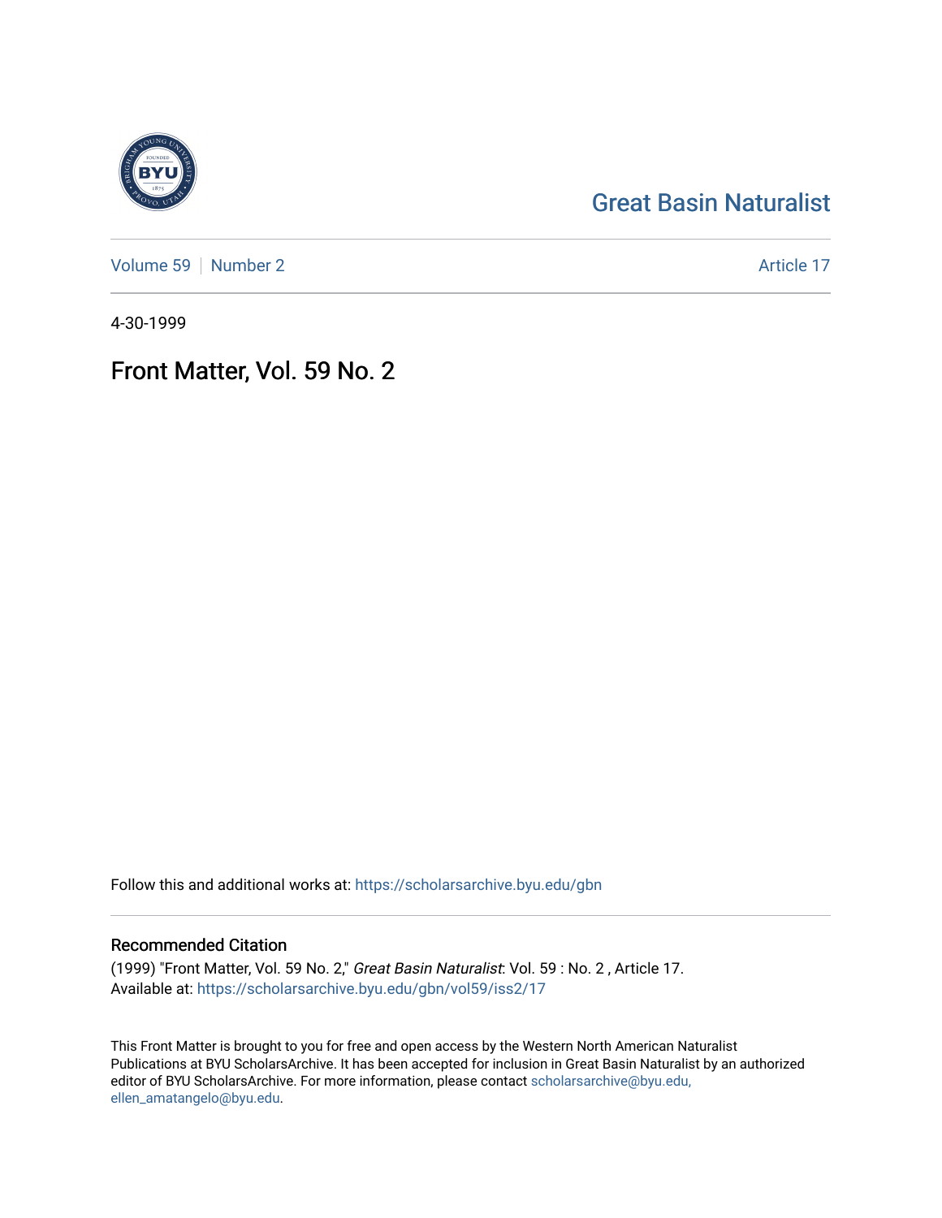Great Basin Naturalist

Volume 59 | Number 2 | Article 17

4-30-1999

# Front Matter, Vol. 59 No. 2

Follow this and additional works at: https://scholarsarchive.byu.edu/gbn

## Recommended Citation

(1999) "Front Matter, Vol. 59 No. 2," *Great Basin Naturalist*: Vol. 59 : No. 2 , Article 17.
Available at: https://scholarsarchive.byu.edu/gbn/vol59/iss2/17

This Front Matter is brought to you for free and open access by the Western North American Naturalist Publications at BYU ScholarsArchive. It has been accepted for inclusion in Great Basin Naturalist by an authorized editor of BYU ScholarsArchive. For more information, please contact scholarsarchive@byu.edu, ellen_amatangelo@byu.edu.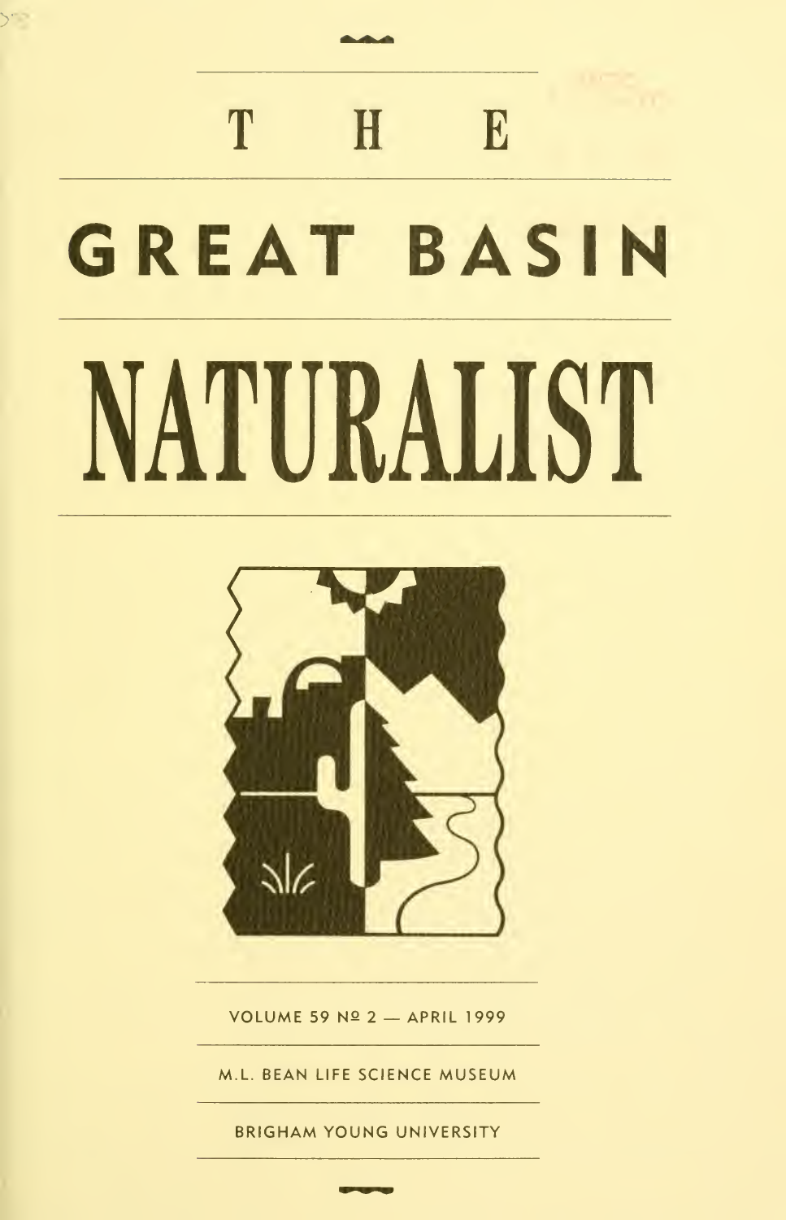# THE

# GREAT BASIN

# NATURALIST

VOLUME 59 № 2 — APRIL 1999

M.L. BEAN LIFE SCIENCE MUSEUM

BRIGHAM YOUNG UNIVERSITY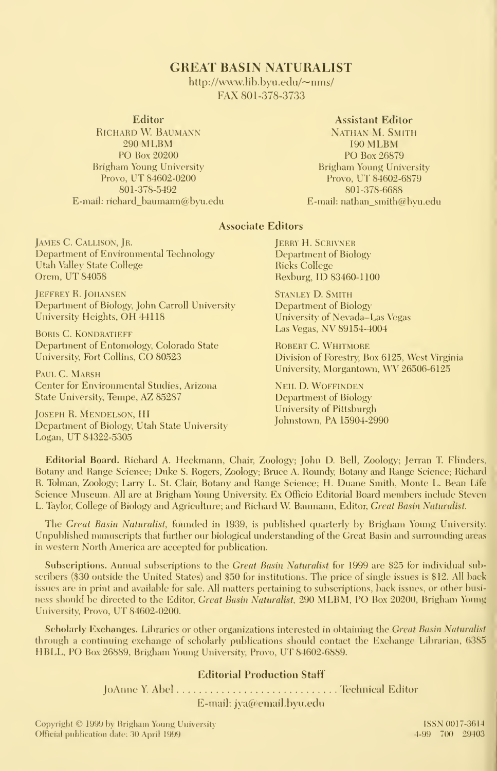# GREAT BASIN NATURALIST

http://www.lib.byu.edu/~nms/
FAX 801-378-3733

**Editor**
RICHARD W. BAUMANN
290 MLBM
PO Box 20200
Brigham Young University
Provo, UT 84602-0200
801-378-5492
E-mail: richard_baumann@byu.edu

**Assistant Editor**
NATHAN M. SMITH
190 MLBM
PO Box 26879
Brigham Young University
Provo, UT 84602-6879
801-378-6688
E-mail: nathan_smith@byu.edu

**Associate Editors**

JAMES C. CALLISON, JR.
Department of Environmental Technology
Utah Valley State College
Orem, UT 84058

JEFFREY R. JOHANSEN
Department of Biology, John Carroll University
University Heights, OH 44118

BORIS C. KONDRATIEFF
Department of Entomology, Colorado State
University, Fort Collins, CO 80523

PAUL C. MARSH
Center for Environmental Studies, Arizona
State University, Tempe, AZ 85287

JOSEPH R. MENDELSON, III
Department of Biology, Utah State University
Logan, UT 84322-5305

JERRY H. SCRIVNER
Department of Biology
Ricks College
Rexburg, ID 83460-1100

STANLEY D. SMITH
Department of Biology
University of Nevada–Las Vegas
Las Vegas, NV 89154-4004

ROBERT C. WHITMORE
Division of Forestry, Box 6125, West Virginia
University, Morgantown, WV 26506-6125

NEIL D. WOFFINDEN
Department of Biology
University of Pittsburgh
Johnstown, PA 15904-2990

**Editorial Board.** Richard A. Heckmann, Chair, Zoology; John D. Bell, Zoology; Jerran T. Flinders, Botany and Range Science; Duke S. Rogers, Zoology; Bruce A. Roundy, Botany and Range Science; Richard R. Tolman, Zoology; Larry L. St. Clair, Botany and Range Science; H. Duane Smith, Monte L. Bean Life Science Museum. All are at Brigham Young University. Ex Officio Editorial Board members include Steven L. Taylor, College of Biology and Agriculture; and Richard W. Baumann, Editor, *Great Basin Naturalist*.

The *Great Basin Naturalist*, founded in 1939, is published quarterly by Brigham Young University. Unpublished manuscripts that further our biological understanding of the Great Basin and surrounding areas in western North America are accepted for publication.

**Subscriptions.** Annual subscriptions to the *Great Basin Naturalist* for 1999 are $25 for individual subscribers ($30 outside the United States) and $50 for institutions. The price of single issues is $12. All back issues are in print and available for sale. All matters pertaining to subscriptions, back issues, or other business should be directed to the Editor, *Great Basin Naturalist*, 290 MLBM, PO Box 20200, Brigham Young University, Provo, UT 84602-0200.

**Scholarly Exchanges.** Libraries or other organizations interested in obtaining the *Great Basin Naturalist* through a continuing exchange of scholarly publications should contact the Exchange Librarian, 6385 HBLL, PO Box 26889, Brigham Young University, Provo, UT 84602-6889.

**Editorial Production Staff**

JoAnne Y. Abel .............................. Technical Editor
E-mail: jya@email.byu.edu

Copyright © 1999 by Brigham Young University
Official publication date: 30 April 1999

ISSN 0017-3614
4-99 700 29403